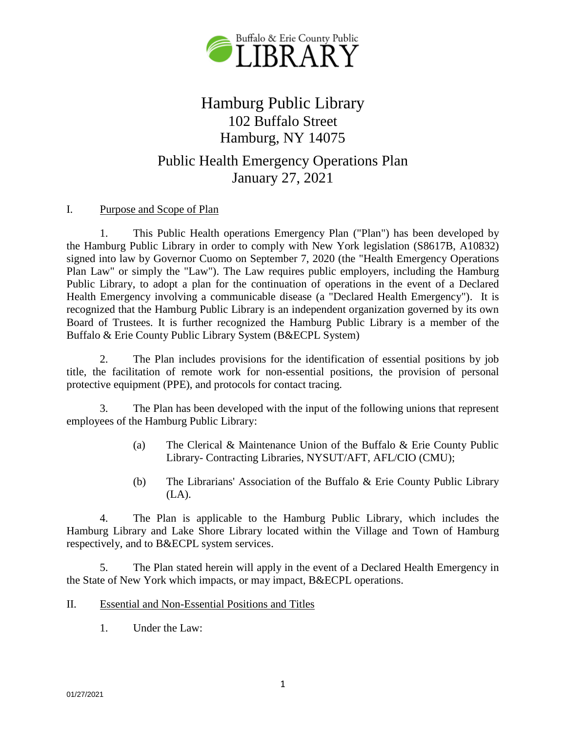Buffalo & Erie County Public LIBRARY

# Hamburg Public Library
102 Buffalo Street
Hamburg, NY 14075

## Public Health Emergency Operations Plan
January 27, 2021

### I. Purpose and Scope of Plan

1. This Public Health operations Emergency Plan ("Plan") has been developed by the Hamburg Public Library in order to comply with New York legislation (S8617B, A10832) signed into law by Governor Cuomo on September 7, 2020 (the "Health Emergency Operations Plan Law" or simply the "Law"). The Law requires public employers, including the Hamburg Public Library, to adopt a plan for the continuation of operations in the event of a Declared Health Emergency involving a communicable disease (a "Declared Health Emergency"). It is recognized that the Hamburg Public Library is an independent organization governed by its own Board of Trustees. It is further recognized the Hamburg Public Library is a member of the Buffalo & Erie County Public Library System (B&ECPL System)

2. The Plan includes provisions for the identification of essential positions by job title, the facilitation of remote work for non-essential positions, the provision of personal protective equipment (PPE), and protocols for contact tracing.

3. The Plan has been developed with the input of the following unions that represent employees of the Hamburg Public Library:

   (a) The Clerical & Maintenance Union of the Buffalo & Erie County Public Library- Contracting Libraries, NYSUT/AFT, AFL/CIO (CMU);

   (b) The Librarians' Association of the Buffalo & Erie County Public Library (LA).

4. The Plan is applicable to the Hamburg Public Library, which includes the Hamburg Library and Lake Shore Library located within the Village and Town of Hamburg respectively, and to B&ECPL system services.

5. The Plan stated herein will apply in the event of a Declared Health Emergency in the State of New York which impacts, or may impact, B&ECPL operations.

### II. Essential and Non-Essential Positions and Titles

1. Under the Law: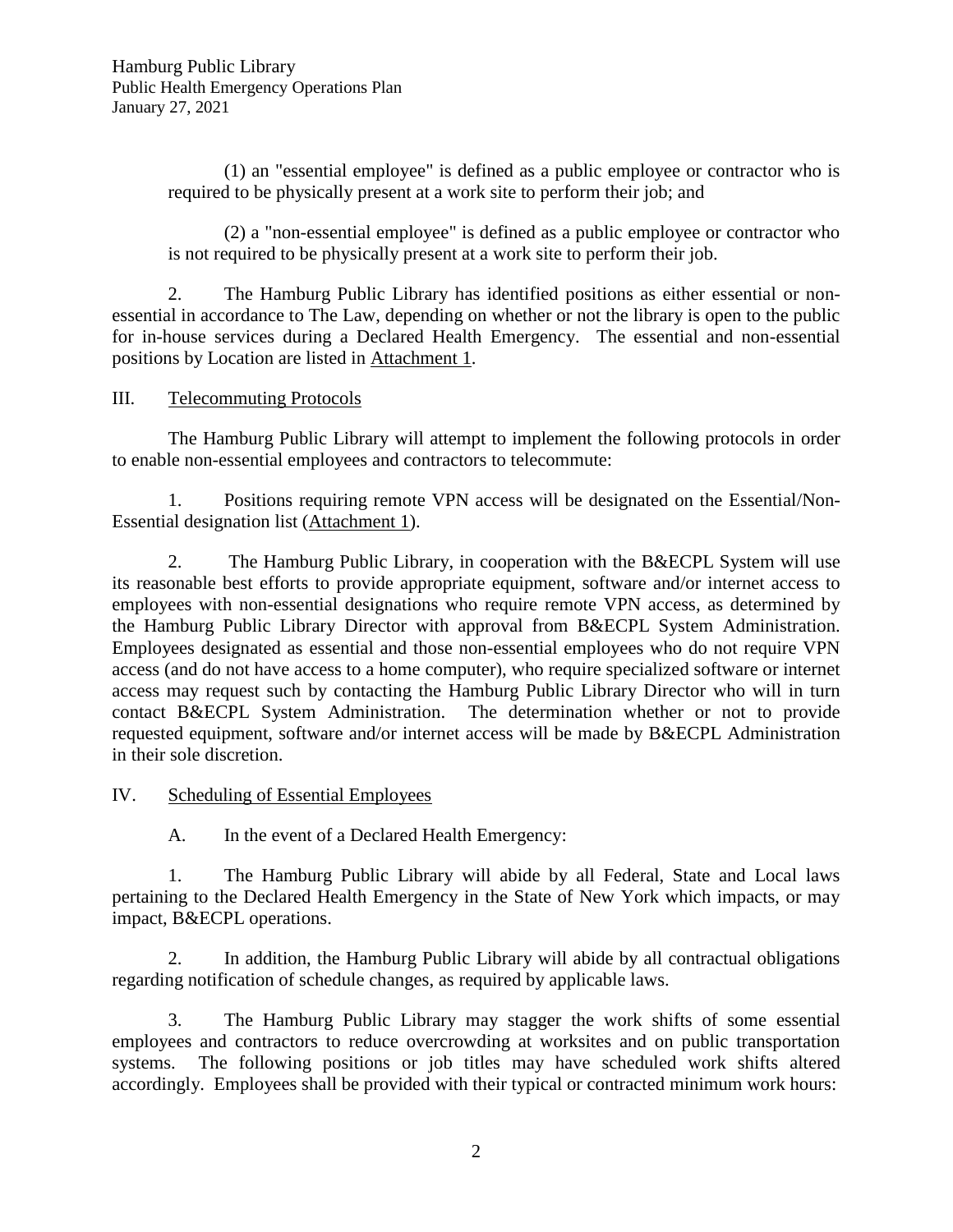(1) an "essential employee" is defined as a public employee or contractor who is required to be physically present at a work site to perform their job; and

(2) a "non-essential employee" is defined as a public employee or contractor who is not required to be physically present at a work site to perform their job.

2. The Hamburg Public Library has identified positions as either essential or non-essential in accordance to The Law, depending on whether or not the library is open to the public for in-house services during a Declared Health Emergency. The essential and non-essential positions by Location are listed in Attachment 1.

## III. Telecommuting Protocols

The Hamburg Public Library will attempt to implement the following protocols in order to enable non-essential employees and contractors to telecommute:

1. Positions requiring remote VPN access will be designated on the Essential/Non-Essential designation list (Attachment 1).

2. The Hamburg Public Library, in cooperation with the B&ECPL System will use its reasonable best efforts to provide appropriate equipment, software and/or internet access to employees with non-essential designations who require remote VPN access, as determined by the Hamburg Public Library Director with approval from B&ECPL System Administration. Employees designated as essential and those non-essential employees who do not require VPN access (and do not have access to a home computer), who require specialized software or internet access may request such by contacting the Hamburg Public Library Director who will in turn contact B&ECPL System Administration. The determination whether or not to provide requested equipment, software and/or internet access will be made by B&ECPL Administration in their sole discretion.

## IV. Scheduling of Essential Employees

A. In the event of a Declared Health Emergency:

1. The Hamburg Public Library will abide by all Federal, State and Local laws pertaining to the Declared Health Emergency in the State of New York which impacts, or may impact, B&ECPL operations.

2. In addition, the Hamburg Public Library will abide by all contractual obligations regarding notification of schedule changes, as required by applicable laws.

3. The Hamburg Public Library may stagger the work shifts of some essential employees and contractors to reduce overcrowding at worksites and on public transportation systems. The following positions or job titles may have scheduled work shifts altered accordingly. Employees shall be provided with their typical or contracted minimum work hours: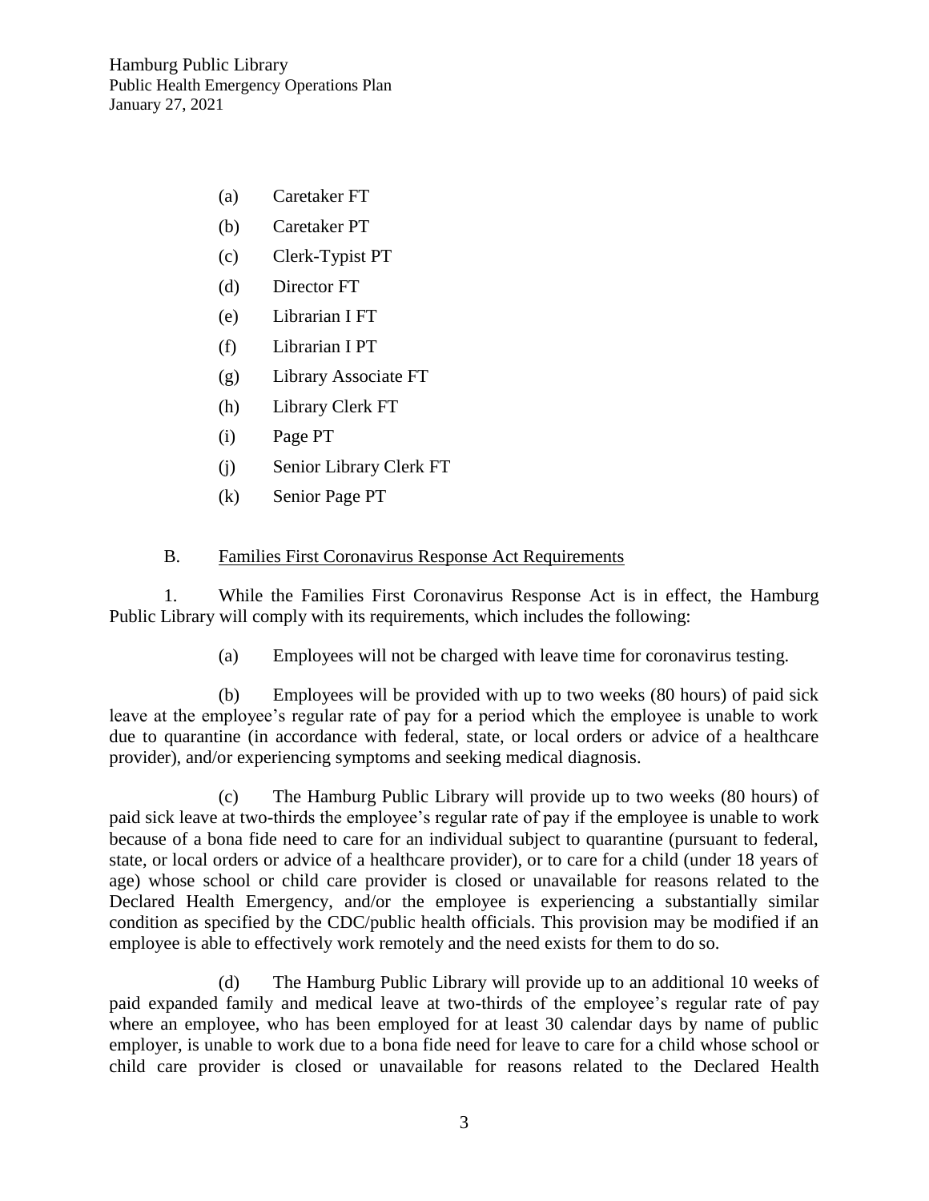(a) Caretaker FT

(b) Caretaker PT

(c) Clerk-Typist PT

(d) Director FT

(e) Librarian I FT

(f) Librarian I PT

(g) Library Associate FT

(h) Library Clerk FT

(i) Page PT

(j) Senior Library Clerk FT

(k) Senior Page PT

B. <u>Families First Coronavirus Response Act Requirements</u>

1. While the Families First Coronavirus Response Act is in effect, the Hamburg Public Library will comply with its requirements, which includes the following:

(a) Employees will not be charged with leave time for coronavirus testing.

(b) Employees will be provided with up to two weeks (80 hours) of paid sick leave at the employee's regular rate of pay for a period which the employee is unable to work due to quarantine (in accordance with federal, state, or local orders or advice of a healthcare provider), and/or experiencing symptoms and seeking medical diagnosis.

(c) The Hamburg Public Library will provide up to two weeks (80 hours) of paid sick leave at two-thirds the employee's regular rate of pay if the employee is unable to work because of a bona fide need to care for an individual subject to quarantine (pursuant to federal, state, or local orders or advice of a healthcare provider), or to care for a child (under 18 years of age) whose school or child care provider is closed or unavailable for reasons related to the Declared Health Emergency, and/or the employee is experiencing a substantially similar condition as specified by the CDC/public health officials. This provision may be modified if an employee is able to effectively work remotely and the need exists for them to do so.

(d) The Hamburg Public Library will provide up to an additional 10 weeks of paid expanded family and medical leave at two-thirds of the employee's regular rate of pay where an employee, who has been employed for at least 30 calendar days by name of public employer, is unable to work due to a bona fide need for leave to care for a child whose school or child care provider is closed or unavailable for reasons related to the Declared Health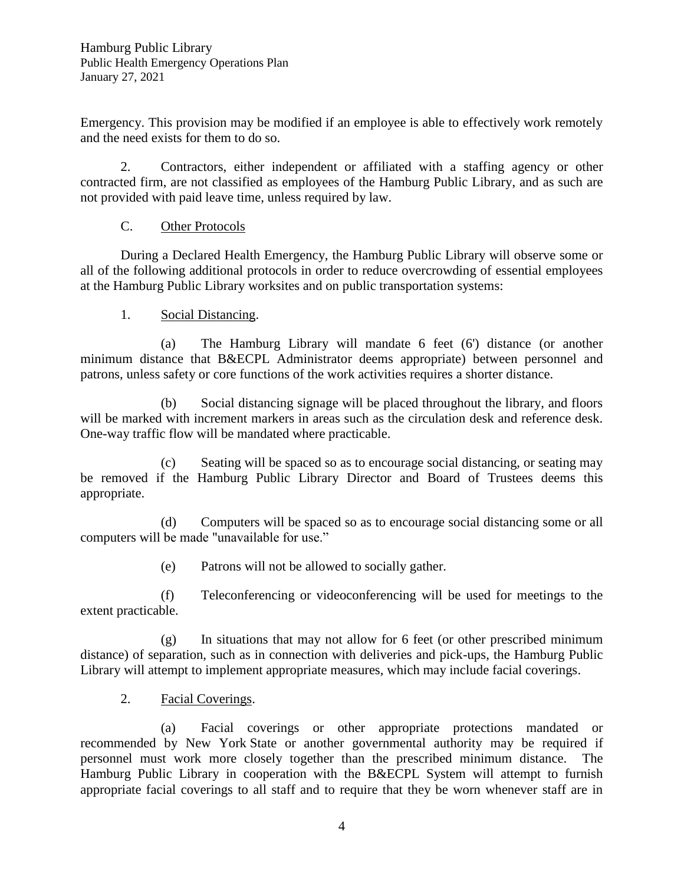Emergency. This provision may be modified if an employee is able to effectively work remotely and the need exists for them to do so.

2. Contractors, either independent or affiliated with a staffing agency or other contracted firm, are not classified as employees of the Hamburg Public Library, and as such are not provided with paid leave time, unless required by law.

C. Other Protocols

During a Declared Health Emergency, the Hamburg Public Library will observe some or all of the following additional protocols in order to reduce overcrowding of essential employees at the Hamburg Public Library worksites and on public transportation systems:

1. Social Distancing.

(a) The Hamburg Library will mandate 6 feet (6') distance (or another minimum distance that B&ECPL Administrator deems appropriate) between personnel and patrons, unless safety or core functions of the work activities requires a shorter distance.

(b) Social distancing signage will be placed throughout the library, and floors will be marked with increment markers in areas such as the circulation desk and reference desk. One-way traffic flow will be mandated where practicable.

(c) Seating will be spaced so as to encourage social distancing, or seating may be removed if the Hamburg Public Library Director and Board of Trustees deems this appropriate.

(d) Computers will be spaced so as to encourage social distancing some or all computers will be made "unavailable for use."

(e) Patrons will not be allowed to socially gather.

(f) Teleconferencing or videoconferencing will be used for meetings to the extent practicable.

(g) In situations that may not allow for 6 feet (or other prescribed minimum distance) of separation, such as in connection with deliveries and pick-ups, the Hamburg Public Library will attempt to implement appropriate measures, which may include facial coverings.

2. Facial Coverings.

(a) Facial coverings or other appropriate protections mandated or recommended by New York State or another governmental authority may be required if personnel must work more closely together than the prescribed minimum distance. The Hamburg Public Library in cooperation with the B&ECPL System will attempt to furnish appropriate facial coverings to all staff and to require that they be worn whenever staff are in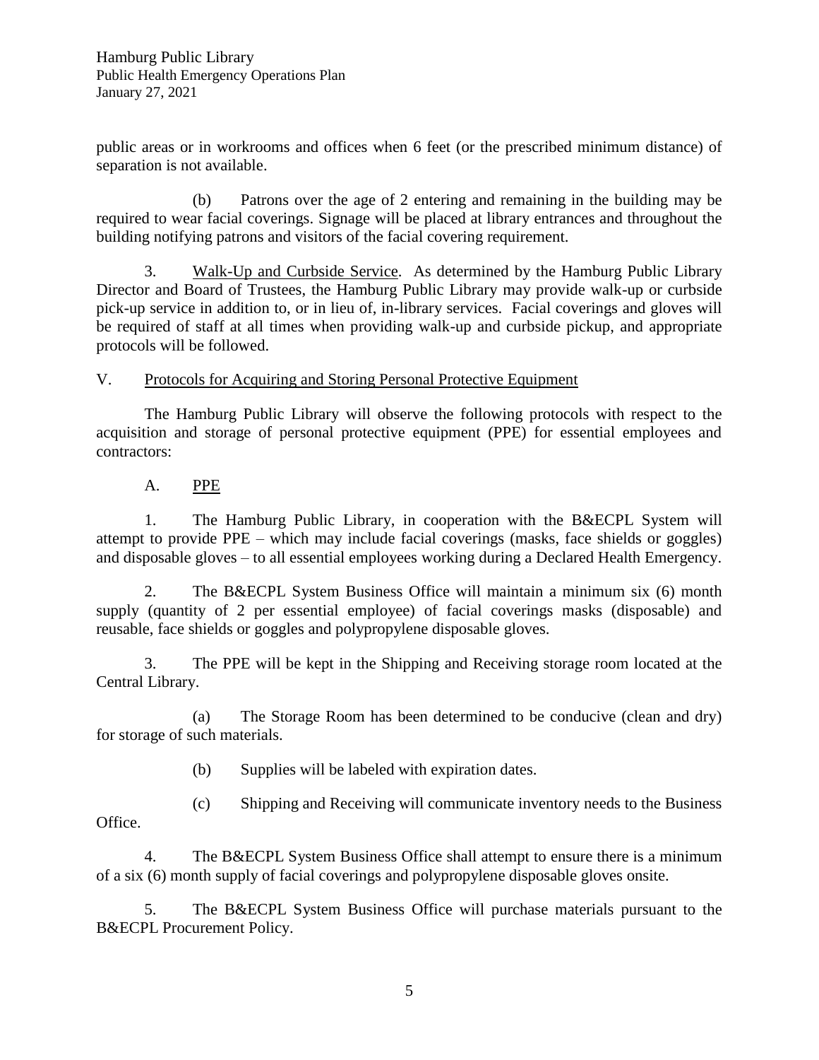public areas or in workrooms and offices when 6 feet (or the prescribed minimum distance) of separation is not available.

(b) Patrons over the age of 2 entering and remaining in the building may be required to wear facial coverings. Signage will be placed at library entrances and throughout the building notifying patrons and visitors of the facial covering requirement.

3. Walk-Up and Curbside Service. As determined by the Hamburg Public Library Director and Board of Trustees, the Hamburg Public Library may provide walk-up or curbside pick-up service in addition to, or in lieu of, in-library services. Facial coverings and gloves will be required of staff at all times when providing walk-up and curbside pickup, and appropriate protocols will be followed.

## V. Protocols for Acquiring and Storing Personal Protective Equipment

The Hamburg Public Library will observe the following protocols with respect to the acquisition and storage of personal protective equipment (PPE) for essential employees and contractors:

### A. PPE

1. The Hamburg Public Library, in cooperation with the B&ECPL System will attempt to provide PPE – which may include facial coverings (masks, face shields or goggles) and disposable gloves – to all essential employees working during a Declared Health Emergency.

2. The B&ECPL System Business Office will maintain a minimum six (6) month supply (quantity of 2 per essential employee) of facial coverings masks (disposable) and reusable, face shields or goggles and polypropylene disposable gloves.

3. The PPE will be kept in the Shipping and Receiving storage room located at the Central Library.

(a) The Storage Room has been determined to be conducive (clean and dry) for storage of such materials.

(b) Supplies will be labeled with expiration dates.

(c) Shipping and Receiving will communicate inventory needs to the Business Office.

4. The B&ECPL System Business Office shall attempt to ensure there is a minimum of a six (6) month supply of facial coverings and polypropylene disposable gloves onsite.

5. The B&ECPL System Business Office will purchase materials pursuant to the B&ECPL Procurement Policy.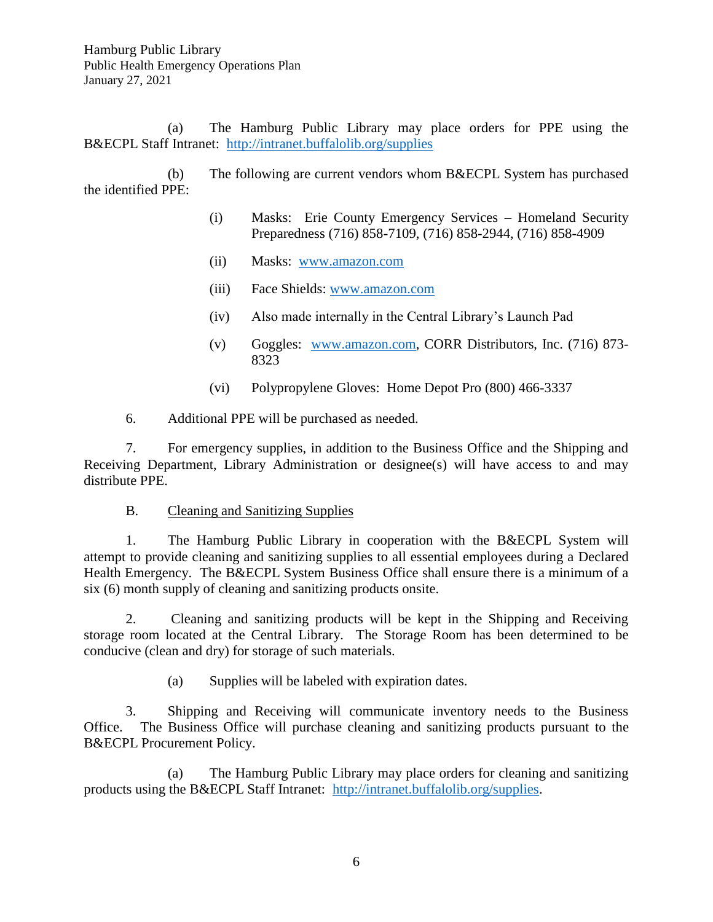(a) The Hamburg Public Library may place orders for PPE using the B&ECPL Staff Intranet: http://intranet.buffalolib.org/supplies

(b) The following are current vendors whom B&ECPL System has purchased the identified PPE:

(i) Masks: Erie County Emergency Services – Homeland Security Preparedness (716) 858-7109, (716) 858-2944, (716) 858-4909

(ii) Masks: www.amazon.com

(iii) Face Shields: www.amazon.com

(iv) Also made internally in the Central Library's Launch Pad

(v) Goggles: www.amazon.com, CORR Distributors, Inc. (716) 873-8323

(vi) Polypropylene Gloves: Home Depot Pro (800) 466-3337

6. Additional PPE will be purchased as needed.

7. For emergency supplies, in addition to the Business Office and the Shipping and Receiving Department, Library Administration or designee(s) will have access to and may distribute PPE.

B. Cleaning and Sanitizing Supplies

1. The Hamburg Public Library in cooperation with the B&ECPL System will attempt to provide cleaning and sanitizing supplies to all essential employees during a Declared Health Emergency. The B&ECPL System Business Office shall ensure there is a minimum of a six (6) month supply of cleaning and sanitizing products onsite.

2. Cleaning and sanitizing products will be kept in the Shipping and Receiving storage room located at the Central Library. The Storage Room has been determined to be conducive (clean and dry) for storage of such materials.

(a) Supplies will be labeled with expiration dates.

3. Shipping and Receiving will communicate inventory needs to the Business Office. The Business Office will purchase cleaning and sanitizing products pursuant to the B&ECPL Procurement Policy.

(a) The Hamburg Public Library may place orders for cleaning and sanitizing products using the B&ECPL Staff Intranet: http://intranet.buffalolib.org/supplies.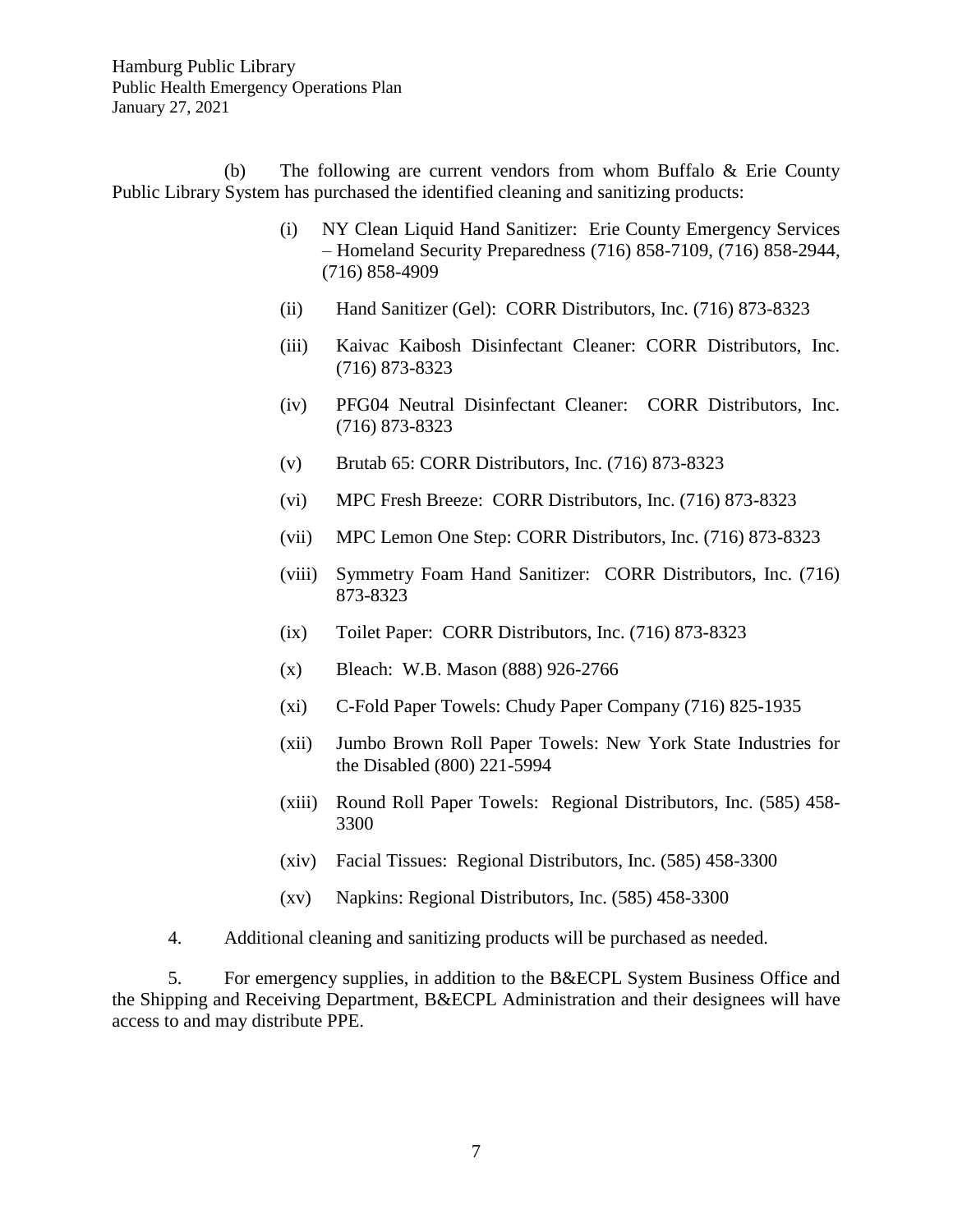(b) The following are current vendors from whom Buffalo & Erie County Public Library System has purchased the identified cleaning and sanitizing products:

(i) NY Clean Liquid Hand Sanitizer: Erie County Emergency Services – Homeland Security Preparedness (716) 858-7109, (716) 858-2944, (716) 858-4909

(ii) Hand Sanitizer (Gel): CORR Distributors, Inc. (716) 873-8323

(iii) Kaivac Kaibosh Disinfectant Cleaner: CORR Distributors, Inc. (716) 873-8323

(iv) PFG04 Neutral Disinfectant Cleaner: CORR Distributors, Inc. (716) 873-8323

(v) Brutab 65: CORR Distributors, Inc. (716) 873-8323

(vi) MPC Fresh Breeze: CORR Distributors, Inc. (716) 873-8323

(vii) MPC Lemon One Step: CORR Distributors, Inc. (716) 873-8323

(viii) Symmetry Foam Hand Sanitizer: CORR Distributors, Inc. (716) 873-8323

(ix) Toilet Paper: CORR Distributors, Inc. (716) 873-8323

(x) Bleach: W.B. Mason (888) 926-2766

(xi) C-Fold Paper Towels: Chudy Paper Company (716) 825-1935

(xii) Jumbo Brown Roll Paper Towels: New York State Industries for the Disabled (800) 221-5994

(xiii) Round Roll Paper Towels: Regional Distributors, Inc. (585) 458-3300

(xiv) Facial Tissues: Regional Distributors, Inc. (585) 458-3300

(xv) Napkins: Regional Distributors, Inc. (585) 458-3300

4. Additional cleaning and sanitizing products will be purchased as needed.

5. For emergency supplies, in addition to the B&ECPL System Business Office and the Shipping and Receiving Department, B&ECPL Administration and their designees will have access to and may distribute PPE.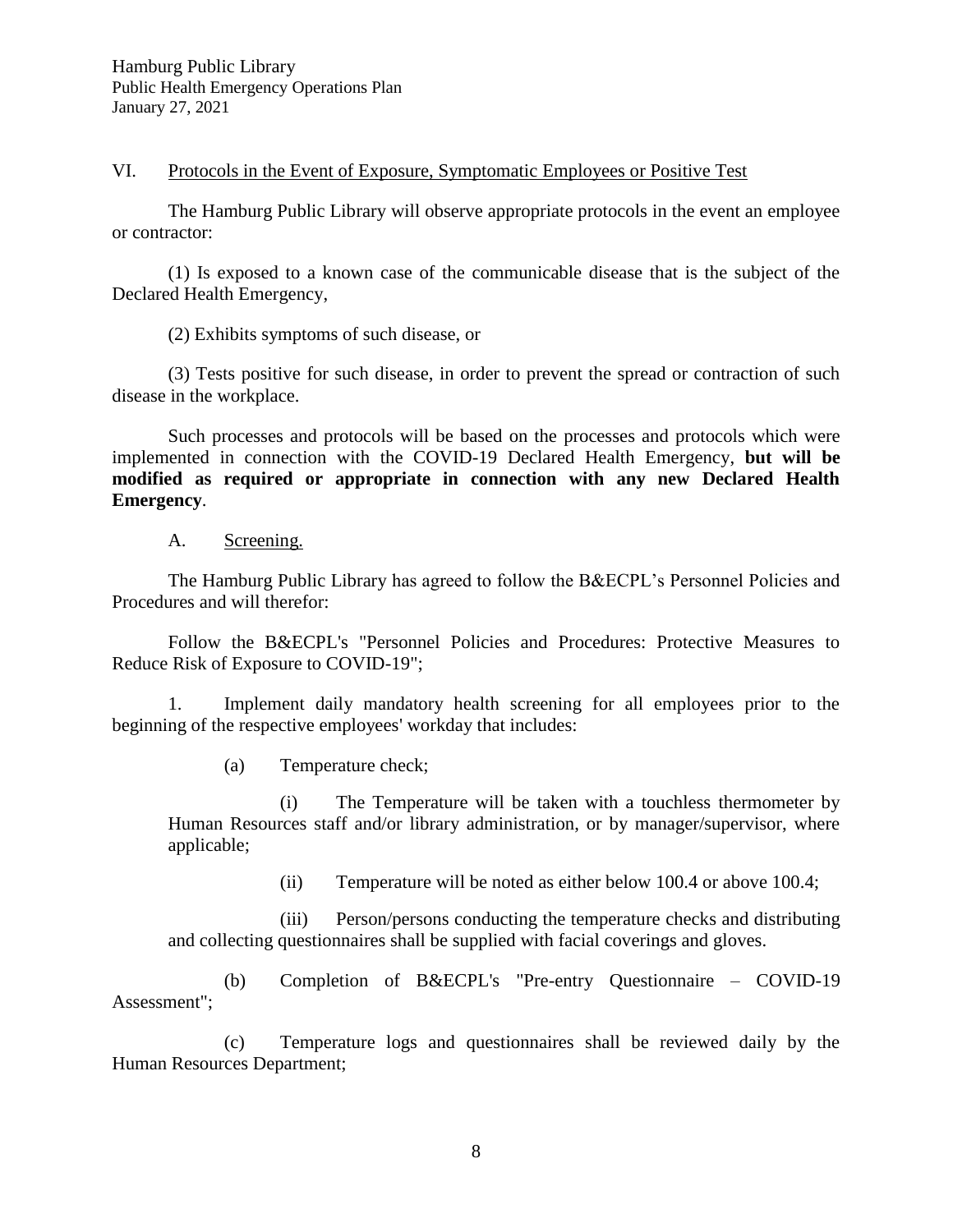VI. Protocols in the Event of Exposure, Symptomatic Employees or Positive Test

The Hamburg Public Library will observe appropriate protocols in the event an employee or contractor:

(1) Is exposed to a known case of the communicable disease that is the subject of the Declared Health Emergency,

(2) Exhibits symptoms of such disease, or

(3) Tests positive for such disease, in order to prevent the spread or contraction of such disease in the workplace.

Such processes and protocols will be based on the processes and protocols which were implemented in connection with the COVID-19 Declared Health Emergency, **but will be modified as required or appropriate in connection with any new Declared Health Emergency**.

A. Screening.

The Hamburg Public Library has agreed to follow the B&ECPL's Personnel Policies and Procedures and will therefor:

Follow the B&ECPL's "Personnel Policies and Procedures: Protective Measures to Reduce Risk of Exposure to COVID-19";

1. Implement daily mandatory health screening for all employees prior to the beginning of the respective employees' workday that includes:

(a) Temperature check;

(i) The Temperature will be taken with a touchless thermometer by Human Resources staff and/or library administration, or by manager/supervisor, where applicable;

(ii) Temperature will be noted as either below 100.4 or above 100.4;

(iii) Person/persons conducting the temperature checks and distributing and collecting questionnaires shall be supplied with facial coverings and gloves.

(b) Completion of B&ECPL's "Pre-entry Questionnaire – COVID-19 Assessment";

(c) Temperature logs and questionnaires shall be reviewed daily by the Human Resources Department;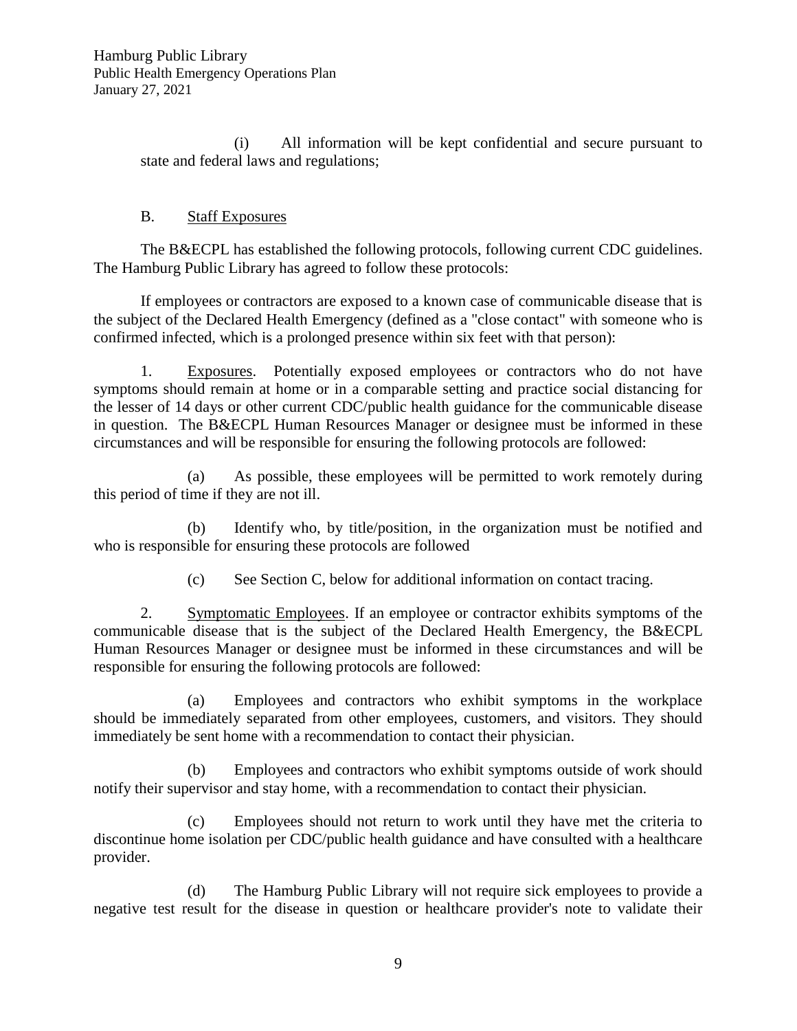(i) All information will be kept confidential and secure pursuant to state and federal laws and regulations;

B. Staff Exposures

The B&ECPL has established the following protocols, following current CDC guidelines. The Hamburg Public Library has agreed to follow these protocols:

If employees or contractors are exposed to a known case of communicable disease that is the subject of the Declared Health Emergency (defined as a "close contact" with someone who is confirmed infected, which is a prolonged presence within six feet with that person):

1. Exposures. Potentially exposed employees or contractors who do not have symptoms should remain at home or in a comparable setting and practice social distancing for the lesser of 14 days or other current CDC/public health guidance for the communicable disease in question. The B&ECPL Human Resources Manager or designee must be informed in these circumstances and will be responsible for ensuring the following protocols are followed:

(a) As possible, these employees will be permitted to work remotely during this period of time if they are not ill.

(b) Identify who, by title/position, in the organization must be notified and who is responsible for ensuring these protocols are followed

(c) See Section C, below for additional information on contact tracing.

2. Symptomatic Employees. If an employee or contractor exhibits symptoms of the communicable disease that is the subject of the Declared Health Emergency, the B&ECPL Human Resources Manager or designee must be informed in these circumstances and will be responsible for ensuring the following protocols are followed:

(a) Employees and contractors who exhibit symptoms in the workplace should be immediately separated from other employees, customers, and visitors. They should immediately be sent home with a recommendation to contact their physician.

(b) Employees and contractors who exhibit symptoms outside of work should notify their supervisor and stay home, with a recommendation to contact their physician.

(c) Employees should not return to work until they have met the criteria to discontinue home isolation per CDC/public health guidance and have consulted with a healthcare provider.

(d) The Hamburg Public Library will not require sick employees to provide a negative test result for the disease in question or healthcare provider's note to validate their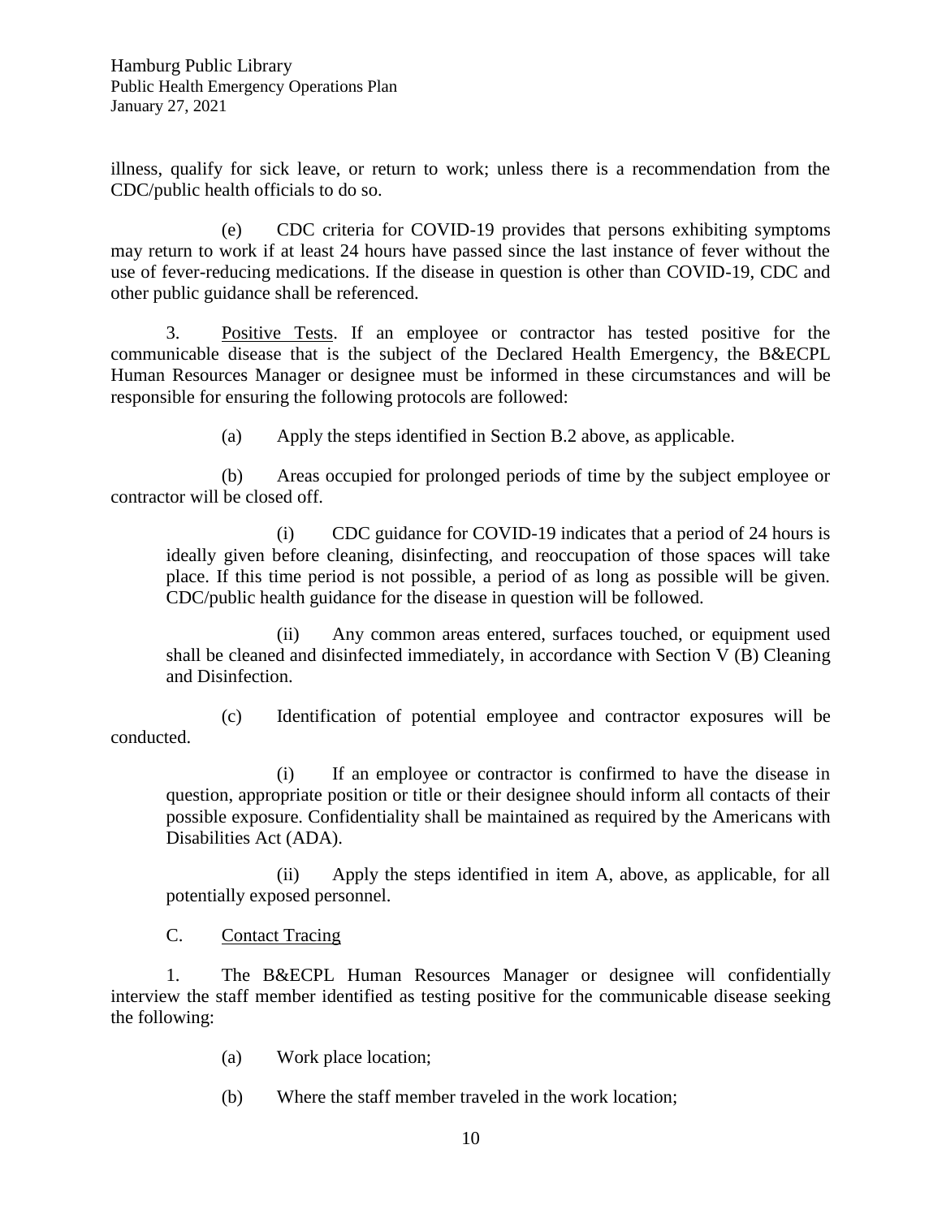illness, qualify for sick leave, or return to work; unless there is a recommendation from the CDC/public health officials to do so.

(e) CDC criteria for COVID-19 provides that persons exhibiting symptoms may return to work if at least 24 hours have passed since the last instance of fever without the use of fever-reducing medications. If the disease in question is other than COVID-19, CDC and other public guidance shall be referenced.

3. Positive Tests. If an employee or contractor has tested positive for the communicable disease that is the subject of the Declared Health Emergency, the B&ECPL Human Resources Manager or designee must be informed in these circumstances and will be responsible for ensuring the following protocols are followed:

(a) Apply the steps identified in Section B.2 above, as applicable.

(b) Areas occupied for prolonged periods of time by the subject employee or contractor will be closed off.

> (i) CDC guidance for COVID-19 indicates that a period of 24 hours is ideally given before cleaning, disinfecting, and reoccupation of those spaces will take place. If this time period is not possible, a period of as long as possible will be given. CDC/public health guidance for the disease in question will be followed.
>
> (ii) Any common areas entered, surfaces touched, or equipment used shall be cleaned and disinfected immediately, in accordance with Section V (B) Cleaning and Disinfection.

(c) Identification of potential employee and contractor exposures will be conducted.

> (i) If an employee or contractor is confirmed to have the disease in question, appropriate position or title or their designee should inform all contacts of their possible exposure. Confidentiality shall be maintained as required by the Americans with Disabilities Act (ADA).
>
> (ii) Apply the steps identified in item A, above, as applicable, for all potentially exposed personnel.

C. Contact Tracing

1. The B&ECPL Human Resources Manager or designee will confidentially interview the staff member identified as testing positive for the communicable disease seeking the following:

(a) Work place location;

(b) Where the staff member traveled in the work location;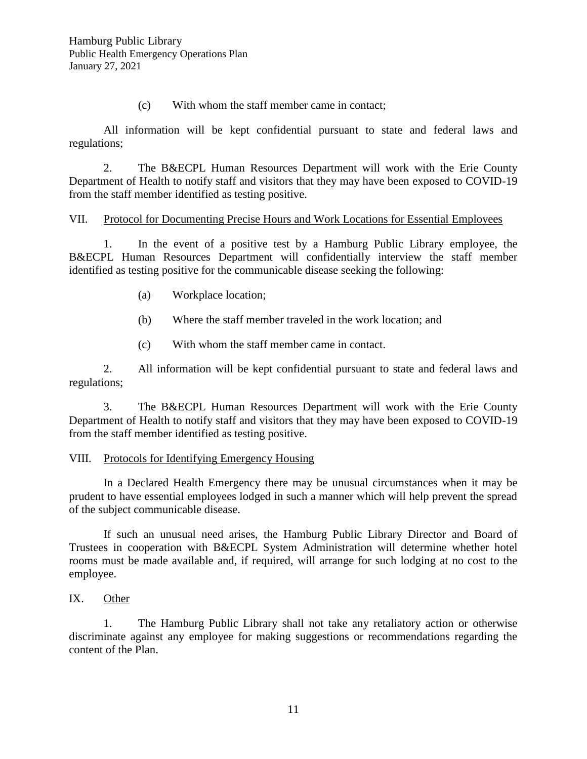(c) With whom the staff member came in contact;

All information will be kept confidential pursuant to state and federal laws and regulations;

2. The B&ECPL Human Resources Department will work with the Erie County Department of Health to notify staff and visitors that they may have been exposed to COVID-19 from the staff member identified as testing positive.

## VII. Protocol for Documenting Precise Hours and Work Locations for Essential Employees

1. In the event of a positive test by a Hamburg Public Library employee, the B&ECPL Human Resources Department will confidentially interview the staff member identified as testing positive for the communicable disease seeking the following:

   (a) Workplace location;

   (b) Where the staff member traveled in the work location; and

   (c) With whom the staff member came in contact.

2. All information will be kept confidential pursuant to state and federal laws and regulations;

3. The B&ECPL Human Resources Department will work with the Erie County Department of Health to notify staff and visitors that they may have been exposed to COVID-19 from the staff member identified as testing positive.

## VIII. Protocols for Identifying Emergency Housing

In a Declared Health Emergency there may be unusual circumstances when it may be prudent to have essential employees lodged in such a manner which will help prevent the spread of the subject communicable disease.

If such an unusual need arises, the Hamburg Public Library Director and Board of Trustees in cooperation with B&ECPL System Administration will determine whether hotel rooms must be made available and, if required, will arrange for such lodging at no cost to the employee.

## IX. Other

1. The Hamburg Public Library shall not take any retaliatory action or otherwise discriminate against any employee for making suggestions or recommendations regarding the content of the Plan.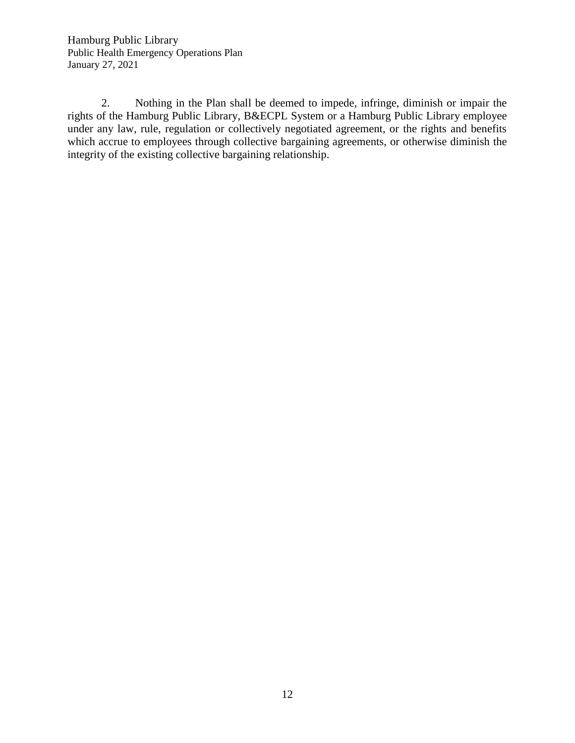2. Nothing in the Plan shall be deemed to impede, infringe, diminish or impair the rights of the Hamburg Public Library, B&ECPL System or a Hamburg Public Library employee under any law, rule, regulation or collectively negotiated agreement, or the rights and benefits which accrue to employees through collective bargaining agreements, or otherwise diminish the integrity of the existing collective bargaining relationship.